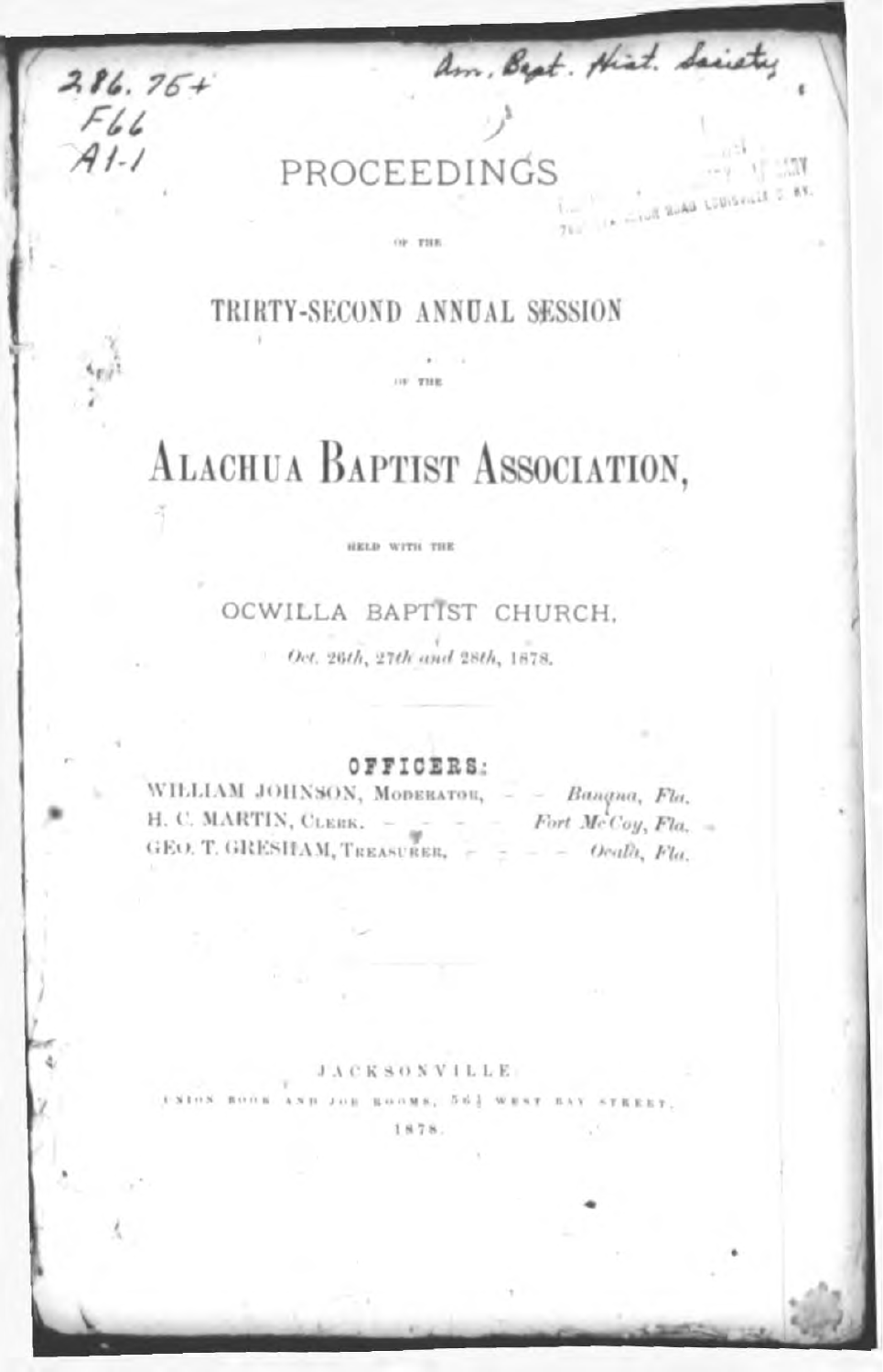286.76+
F66
A1-1

Am. Bapt. Hist. Society

# PROCEEDINGS

OF THE

## TRIRTY-SECOND ANNUAL SESSION

OF THE

# ALACHUA BAPTIST ASSOCIATION,

HELD WITH THE

## OCWILLA BAPTIST CHURCH.

*Oct. 26th, 27th and 28th, 1878.*

### OFFICERS:

WILLIAM JOHNSON, MODERATOR, - - *Banana, Fla.*
H. C. MARTIN, CLERK. - - - - *Fort McCoy, Fla.*
GEO. T. GRESHAM, TREASURER, - - - - *Ocala, Fla.*

JACKSONVILLE:
UNION BOOK AND JOB ROOMS, 56½ WEST BAY STREET.
1878.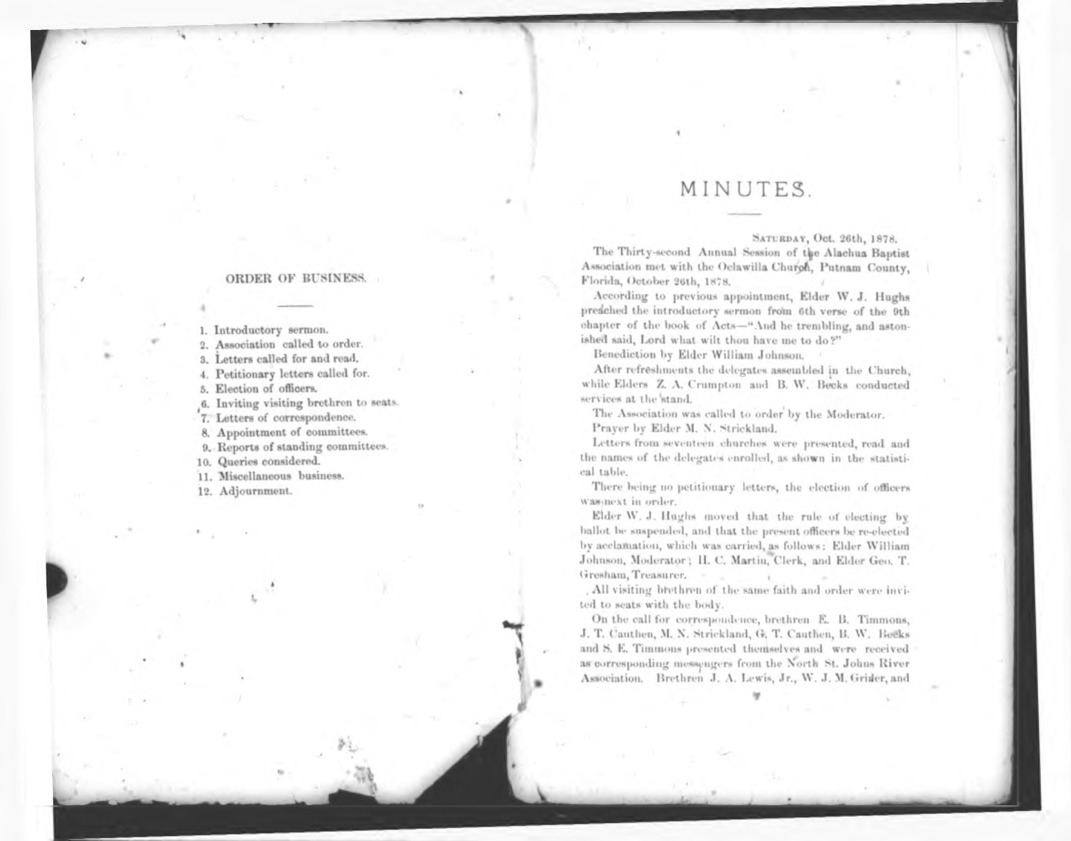## ORDER OF BUSINESS.

1. Introductory sermon.
2. Association called to order.
3. Letters called for and read.
4. Petitionary letters called for.
5. Election of officers.
6. Inviting visiting brethren to seats.
7. Letters of correspondence.
8. Appointment of committees.
9. Reports of standing committees.
10. Queries considered.
11. Miscellaneous business.
12. Adjournment.

# MINUTES.

SATURDAY, Oct. 26th, 1878.

The Thirty-second Annual Session of the Alachua Baptist Association met with the Oclawilla Church, Putnam County, Florida, October 26th, 1878.

According to previous appointment, Elder W. J. Hughs preached the introductory sermon from 6th verse of the 9th chapter of the book of Acts—"And he trembling, and astonished said, Lord what wilt thou have me to do?"

Benediction by Elder William Johnson.

After refreshments the delegates assembled in the Church, while Elders Z. A. Crumpton and B. W. Becks conducted services at the stand.

The Association was called to order by the Moderator.

Prayer by Elder M. N. Strickland.

Letters from seventeen churches were presented, read and the names of the delegates enrolled, as shown in the statistical table.

There being no petitionary letters, the election of officers was next in order.

Elder W. J. Hughs moved that the rule of electing by ballot be suspended, and that the present officers be re-elected by acclamation, which was carried, as follows: Elder William Johnson, Moderator; H. C. Martin, Clerk, and Elder Geo. T. Gresham, Treasurer.

All visiting brethren of the same faith and order were invited to seats with the body.

On the call for correspondence, brethren E. B. Timmons, J. T. Cauthen, M. N. Strickland, G. T. Cauthen, B. W. Becks and S. E. Timmons presented themselves and were received as corresponding messengers from the North St. Johns River Association. Brethren J. A. Lewis, Jr., W. J. M. Grider, and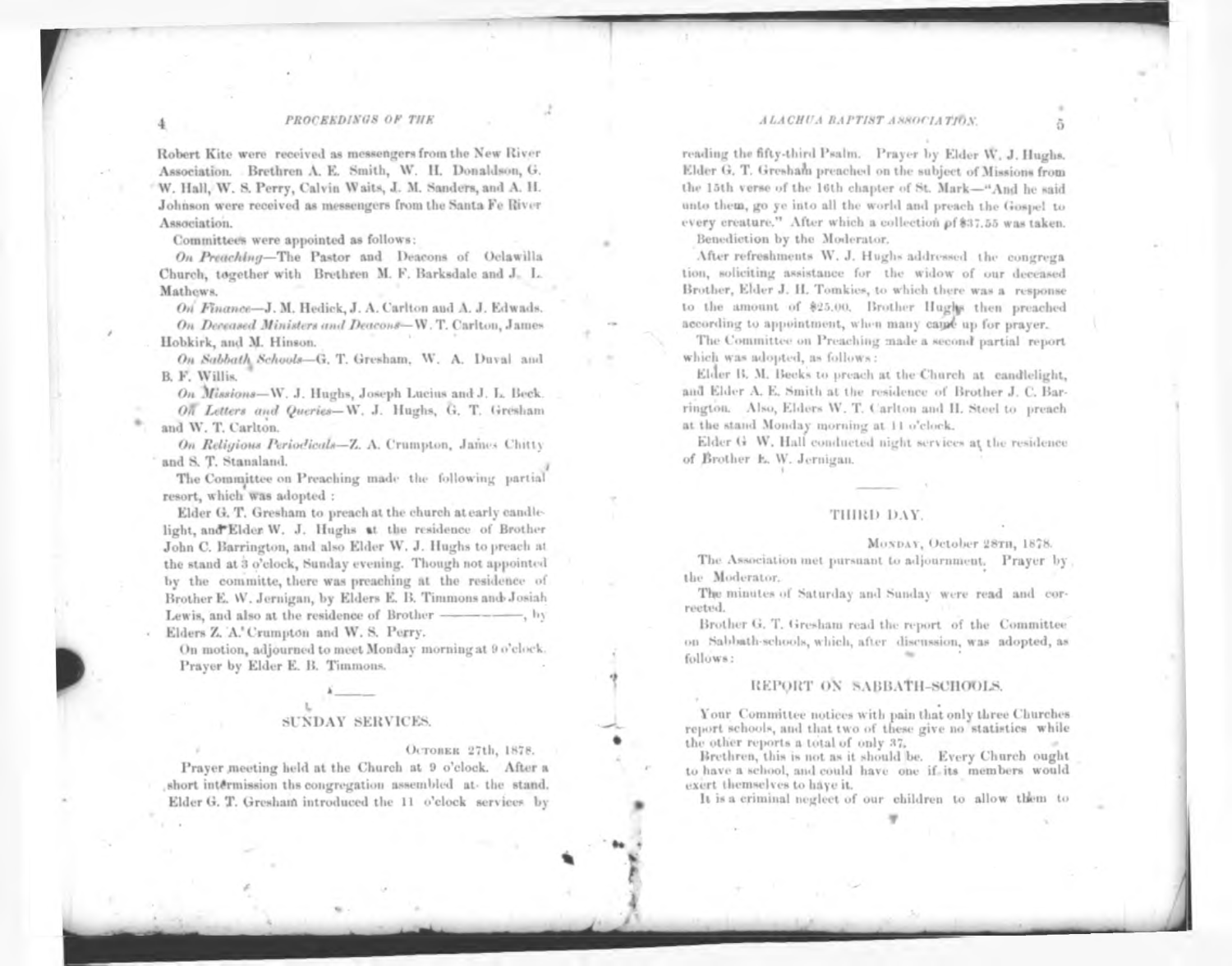Robert Kite were received as messengers from the New River Association. Brethren A. E. Smith, W. H. Donaldson, G. W. Hall, W. S. Perry, Calvin Waits, J. M. Sanders, and A. H. Johnson were received as messengers from the Santa Fe River Association.

Committees were appointed as follows:

*On Preaching*—The Pastor and Deacons of Oclawilla Church, together with Brethren M. F. Barksdale and J. L. Mathews.

*On Finance*—J. M. Hedick, J. A. Carlton and A. J. Edwads.

*On Deceased Ministers and Deacons*—W. T. Carlton, James Hobkirk, and M. Hinson.

*On Sabbath Schools*—G. T. Gresham, W. A. Duval and B. F. Willis.

*On Missions*—W. J. Hughs, Joseph Lucius and J. L. Beck.

*On Letters and Queries*—W. J. Hughs, G. T. Gresham and W. T. Carlton.

*On Religious Periodicals*—Z. A. Crumpton, James Chitty and S. T. Stanaland.

The Committee on Preaching made the following partial resort, which was adopted:

Elder G. T. Gresham to preach at the church at early candle-light, and Elder W. J. Hughs at the residence of Brother John C. Barrington, and also Elder W. J. Hughs to preach at the stand at 3 o'clock, Sunday evening. Though not appointed by the committe, there was preaching at the residence of Brother E. W. Jernigan, by Elders E. B. Timmons and Josiah Lewis, and also at the residence of Brother ————, by Elders Z. A. Crumpton and W. S. Perry.

On motion, adjourned to meet Monday morning at 9 o'clock. Prayer by Elder E. B. Timmons.

## SUNDAY SERVICES.

October 27th, 1878.

Prayer meeting held at the Church at 9 o'clock. After a short intermission ths congregation assembled at the stand. Elder G. T. Gresham introduced the 11 o'clock services by reading the fifty-third Psalm. Prayer by Elder W. J. Hughs. Elder G. T. Gresham preached on the subject of Missions from the 15th verse of the 16th chapter of St. Mark—"And he said unto them, go ye into all the world and preach the Gospel to every creature." After which a collection of $37.55 was taken. Benediction by the Moderator.

After refreshments W. J. Hughs addressed the congregation, soliciting assistance for the widow of our deceased Brother, Elder J. H. Tomkies, to which there was a response to the amount of $25.00. Brother Hughs then preached according to appointment, when many came up for prayer.

The Committee on Preaching made a second partial report which was adopted, as follows:

Elder B. M. Beeks to preach at the Church at candlelight, and Elder A. E. Smith at the residence of Brother J. C. Barrington. Also, Elders W. T. Carlton and H. Steel to preach at the stand Monday morning at 11 o'clock.

Elder G W. Hall conducted night services at the residence of Brother E. W. Jernigan.

## THIRD DAY.

Monday, October 28th, 1878.

The Association met pursuant to adjournment. Prayer by the Moderator.

The minutes of Saturday and Sunday were read and corrected.

Brother G. T. Gresham read the report of the Committee on Sabbath-schools, which, after discussion, was adopted, as follows:

### REPORT ON SABBATH-SCHOOLS.

Your Committee notices with pain that only three Churches report schools, and that two of these give no statistics while the other reports a total of only 37.

Brethren, this is not as it should be. Every Church ought to have a school, and could have one if its members would exert themselves to have it.

It is a criminal neglect of our children to allow them to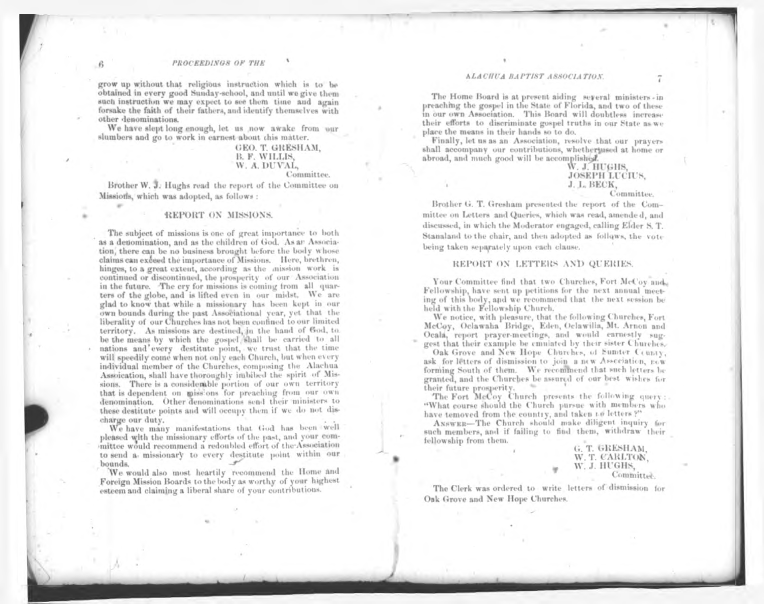grow up without that religious instruction which is to be obtained in every good Sunday-school, and until we give them such instruction we may expect to see them time and again forsake the faith of their fathers, and identify themselves with other denominations.

We have slept long enough, let us now awake from our slumbers and go to work in earnest about this matter.

GEO. T. GRESHAM,
B. F. WILLIS,
W. A. DUVAL,
Committee.

Brother W. J. Hughs read the report of the Committee on Missions, which was adopted, as follows:

## REPORT ON MISSIONS.

The subject of missions is one of great importance to both as a denomination, and as the children of God. As an Association, there can be no business brought before the body whose claims can exceed the importance of Missions. Here, brethren, hinges, to a great extent, according as the mission work is continued or discontinued, the prosperity of our Association in the future. The cry for missions is coming from all quarters of the globe, and is lifted even in our midst. We are glad to know that while a missionary has been kept in our own bounds during the past Associational year, yet that the liberality of our Churches has not been confined to our limited territory. As missions are destined, in the hand of God, to be the means by which the gospel shall be carried to all nations and every destitute point, we trust that the time will speedily come when not only each Church, but when every individual member of the Churches, composing the Alachua Assoication, shall have thoroughly imbibed the spirit of Missions. There is a considerable portion of our own territory that is dependent on missions for preaching from our own denomination. Other denominations send their ministers to these destitute points and will occupy them if we do not discharge our duty.

We have many manifestations that God has been well pleased with the missionary efforts of the past, and your committee would recommend a redoubled effort of the Association to send a missionary to every destitute point within our bounds.

We would also most heartily recommend the Home and Foreign Mission Boards to the body as worthy of your highest esteem and claiming a liberal share of your contributions.

The Home Board is at present aiding several ministers in preaching the gospel in the State of Florida, and two of these in our own Association. This Board will doubtless increase their efforts to discriminate gospel truths in our State as we place the means in their hands so to do.

Finally, let us as an Association, resolve that our prayers shall accompany our contributions, whether used at home or abroad, and much good will be accomplished.

W. J. HUGHS,
JOSEPH LUCIUS,
J. L. BECK,
Committee.

Brother G. T. Gresham presented the report of the Committee on Letters and Queries, which was read, amended, and discussed, in which the Moderator engaged, calling Elder S. T. Stanaland to the chair, and then adopted as follows, the vote being taken separately upon each clause.

## REPORT ON LETTERS AND QUERIES.

Your Committee find that two Churches, Fort McCoy and Fellowship, have sent up petitions for the next annual meeting of this body, and we recommend that the next session be held with the Fellowship Church.

We notice, with pleasure, that the following Churches, Fort McCoy, Oclawaha Bridge, Eden, Oclawilla, Mt. Arnon and Ocala, report prayer-meetings, and would earnestly suggest that their example be emulated by their sister Churches.

Oak Grove and New Hope Churches, of Sumter County, ask for letters of dismission to join a new Association, now forming South of them. We recommend that such letters be granted, and the Churches be assured of our best wishes for their future prosperity.

The Fort McCoy Church presents the following query: "What course should the Church pursue with members who have removed from the country, and taken no letters?"

ANSWER—The Church should make diligent inquiry for such members, and if failing to find them, withdraw their fellowship from them.

G. T. GRESHAM,
W. T. CARLTON,
W. J. HUGHS,
Committee.

The Clerk was ordered to write letters of dismission for Oak Grove and New Hope Churches.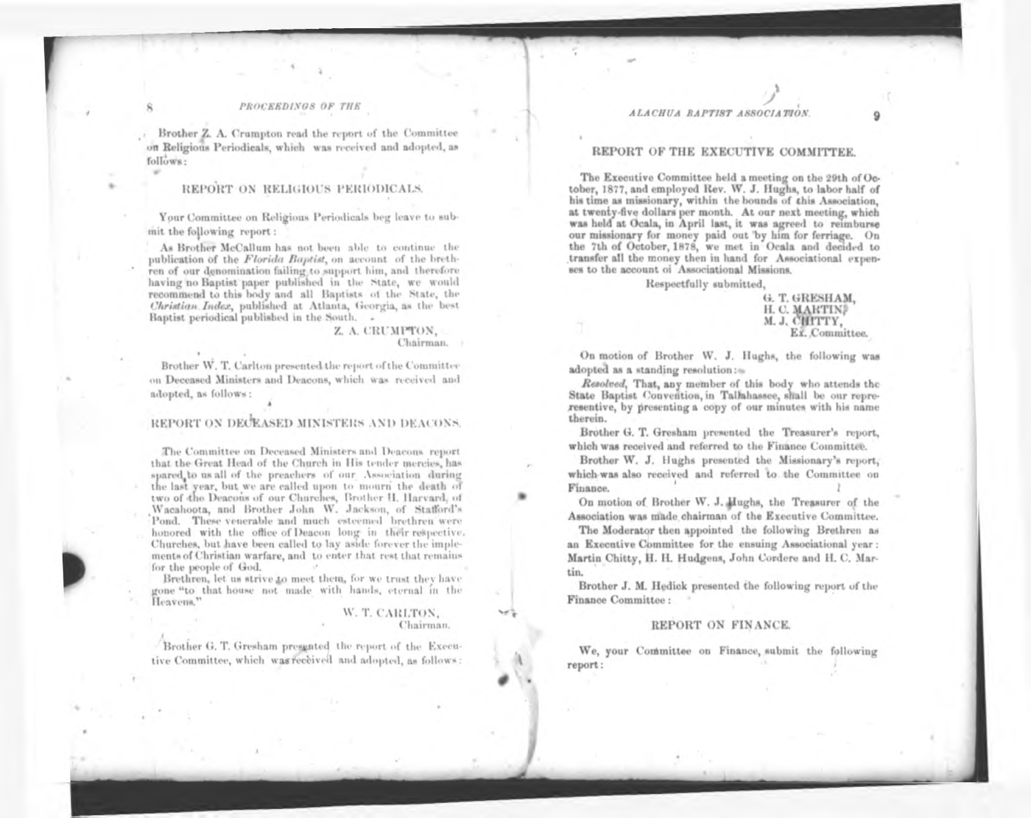Brother Z. A. Crampton read the report of the Committee on Religious Periodicals, which was received and adopted, as follows:

## REPORT ON RELIGIOUS PERIODICALS.

Your Committee on Religious Periodicals beg leave to submit the following report:

As Brother McCallum has not been able to continue the publication of the *Florida Baptist*, on account of the brethren of our denomination failing to support him, and therefore having no Baptist paper published in the State, we would recommend to this body and all Baptists of the State, the *Christian Index*, published at Atlanta, Georgia, as the best Baptist periodical published in the South.

Z. A. CRUMPTON,
Chairman.

Brother W. T. Carlton presented the report of the Committee on Deceased Ministers and Deacons, which was received and adopted, as follows:

## REPORT ON DECEASED MINISTERS AND DEACONS.

The Committee on Deceased Ministers and Deacons report that the Great Head of the Church in His tender mercies, has spared to us all of the preachers of our Association during the last year, but we are called upon to mourn the death of two of the Deacons of our Churches, Brother H. Harvard, of Wacahoota, and Brother John W. Jackson, of Stafford's Pond. These venerable and much esteemed brethren were honored with the office of Deacon long in their respective Churches, but have been called to lay aside forever the implements of Christian warfare, and to enter that rest that remains for the people of God.

Brethren, let us strive to meet them, for we trust they have gone "to that house not made with hands, eternal in the Heavens."

W. T. CARLTON,
Chairman.

Brother G. T. Gresham presented the report of the Executive Committee, which was received and adopted, as follows:

## REPORT OF THE EXECUTIVE COMMITTEE.

The Executive Committee held a meeting on the 29th of October, 1877, and employed Rev. W. J. Hughs, to labor half of his time as missionary, within the bounds of this Association, at twenty-five dollars per month. At our next meeting, which was held at Ocala, in April last, it was agreed to reimburse our missionary for money paid out by him for ferriage. On the 7th of October, 1878, we met in Ocala and decided to transfer all the money then in hand for Associational expenses to the account of Associational Missions.

Respectfully submitted,

G. T. GRESHAM,
H. C. MARTIN,
M. J. CHITTY,
Ex. Committee.

On motion of Brother W. J. Hughs, the following was adopted as a standing resolution:

*Resolved*, That, any member of this body who attends the State Baptist Convention, in Tallahassee, shall be our representative, by presenting a copy of our minutes with his name therein.

Brother G. T. Gresham presented the Treasurer's report, which was received and referred to the Finance Committee.

Brother W. J. Hughs presented the Missionary's report, which was also received and referred to the Committee on Finance.

On motion of Brother W. J. Hughs, the Treasurer of the Association was made chairman of the Executive Committee.

The Moderator then appointed the following Brethren as an Executive Committee for the ensuing Associational year: Martin Chitty, H. H. Hudgens, John Cordere and H. C. Martin.

Brother J. M. Hedick presented the following report of the Finance Committee:

## REPORT ON FINANCE.

We, your Committee on Finance, submit the following report: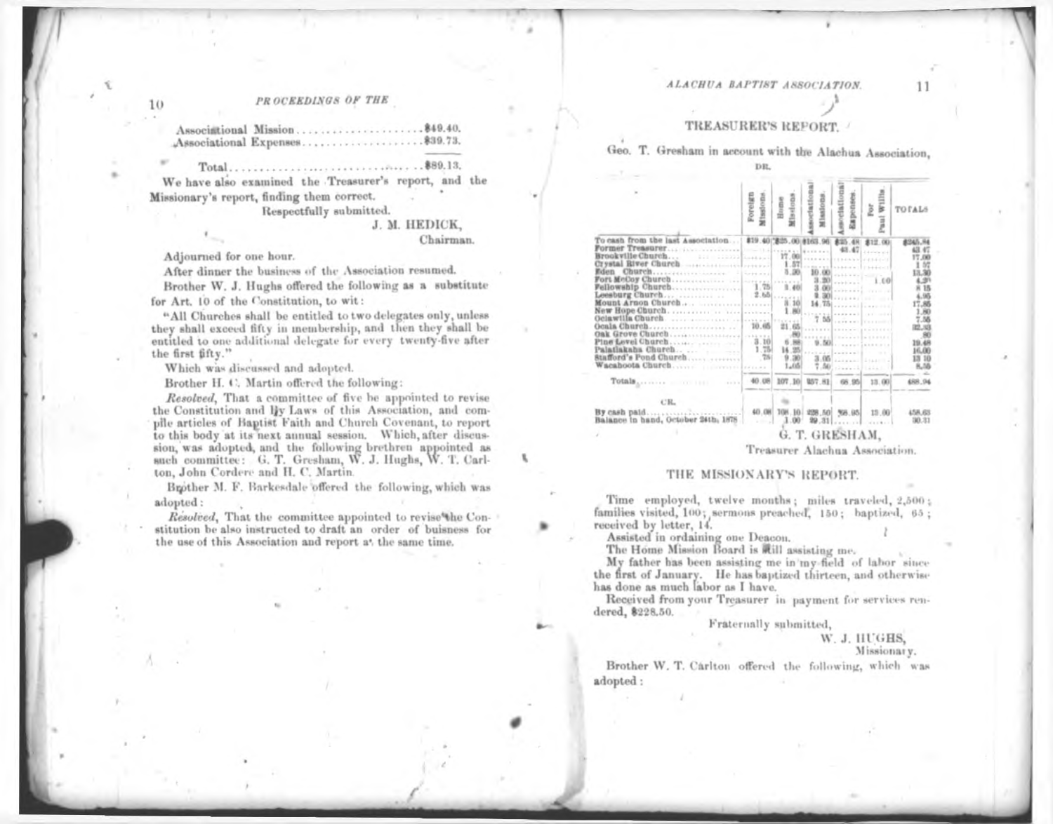Associational Mission..........................$49.40.
Associational Expenses........................$39.73.

Total..............................................$89.13.

We have also examined the Treasurer's report, and the Missionary's report, finding them correct.

Respectfully submitted.

J. M. HEDICK,
Chairman.

Adjourned for one hour.

After dinner the business of the Association resumed.

Brother W. J. Hughs offered the following as a substitute for Art. 10 of the Constitution, to wit:

"All Churches shall be entitled to two delegates only, unless they shall exceed fifty in membership, and then they shall be entitled to one additional delegate for every twenty-five after the first fifty."

Which was discussed and adopted.

Brother H. C. Martin offered the following:

*Resolved*, That a committee of five be appointed to revise the Constitution and By Laws of this Association, and compile articles of Baptist Faith and Church Covenant, to report to this body at its next annual session. Which, after discussion, was adopted, and the following brethren appointed as such committee: G. T. Gresham, W. J. Hughs, W. T. Carlton, John Cordere and H. C. Martin.

Brother M. F. Barkesdale offered the following, which was adopted:

*Resolved*, That the committee appointed to revise the Constitution be also instructed to draft an order of buisness for the use of this Association and report at the same time.

## TREASURER'S REPORT.

Geo. T. Gresham in account with the Alachua Association,

DR.

| | Foreign Missions. | Home Missions. | Associational Missions. | Associational Expenses. | For Paul Willis. | TOTALS |
|---|---|---|---|---|---|---|
| To cash from the last Association | $19 40 | $25 00 | $163 96 | $25 48 | $12 00 | $245 84 |
| Former Treasurer | | | | 43 47 | | 43 47 |
| Brookville Church | | 17 00 | | | | 17 00 |
| Crystal River Church | | 1 57 | | | | 1 57 |
| Eden Church | | 3 30 | 10 00 | | | 13 30 |
| Fort McCoy Church | | | 3 20 | | 1 00 | 4 20 |
| Fellowship Church | 1 75 | 3 40 | 3 00 | | | 8 15 |
| Leesburg Church | 2 65 | | 2 30 | | | 4.95 |
| Mount Arnon Church | | 3 10 | 14 75 | | | 17 85 |
| New Hope Church | | 1 80 | | | | 1 80 |
| Oclawilla Church | | | 7 55 | | | 7 55 |
| Ocala Church | 10 65 | 21 65 | | | | 32 30 |
| Oak Grove Church | | 80 | | | | 80 |
| Pine Level Church | 3 10 | 6 88 | 9 50 | | | 19 48 |
| Palatlakaha Church | 1 75 | 14 25 | | | | 16 00 |
| Stafford's Pond Church | 78 | 9 30 | 3 05 | | | 13 10 |
| Wacahoota Church | | 1 05 | 7 50 | | | 8 55 |
| Totals | 40 08 | 107 10 | 257 81 | 68 95 | 13 00 | 488 94 |
| CR. | | | | | | |
| By cash paid | 40 08 | 106 10 | 228 50 | 68 95 | 13 00 | 458 63 |
| Balance in hand, October 24th, 1878 | | 1 00 | 29 31 | | | 30 31 |

G. T. GRESHAM,
Treasurer Alachua Association.

## THE MISSIONARY'S REPORT.

Time employed, twelve months; miles traveled, 2,500; families visited, 100; sermons preached, 150; baptized, 65; received by letter, 14.

Assisted in ordaining one Deacon.

The Home Mission Board is still assisting me.

My father has been assisting me in my field of labor since the first of January. He has baptized thirteen, and otherwise has done as much labor as I have.

Received from your Treasurer in payment for services rendered, $228.50.

Fraternally submitted,

W. J. HUGHS,
Missionary.

Brother W. T. Carlton offered the following, which was adopted: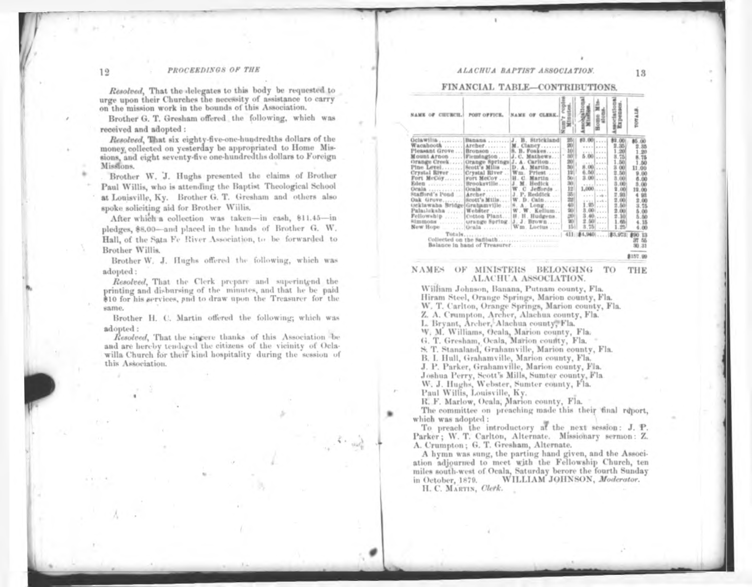*Resolved*, That the delegates to this body be requested to urge upon their Churches the necessity of assistance to carry on the mission work in the bounds of this Association.

Brother G. T. Gresham offered the following, which was received and adopted:

*Resolved*, That six eighty-five-one-hundredths dollars of the money collected on yesterday be appropriated to Home Missions, and eight seventy-five one-hundredths dollars to Foreign Missions.

Brother W. J. Hughs presented the claims of Brother Paul Willis, who is attending the Baptist Theological School at Louisville, Ky. Brother G. T. Gresham and others also spoke soliciting aid for Brother Willis.

After which a collection was taken—in cash, $11.45—in pledges, $8.00—and placed in the hands of Brother G. W. Hall, of the Sata Fe River Association, to be forwarded to Brother Willis.

Brother W. J. Hughs offered the following, which was adopted:

*Resolved*, That the Clerk prepare and superintend the printing and disbursing of the minutes, and that he be paid $10 for his services, and to draw upon the Treasurer for the same.

Brother H. C. Martin offered the following; which was adopted:

*Resolved*, That the sincere thanks of this Association be and are hereby tendered the citizens of the vicinity of Oclawilla Church for their kind hospitality during the session of this Association.

## FINANCIAL TABLE—CONTRIBUTIONS.

| NAME OF CHURCH. | POST OFFICE. | NAME OF CLERK. | Num'r copies Minutes. | Associational Missions. | Home Missions. | Associational Expenses. | TOTALS. |
|---|---|---|---|---|---|---|---|
| Oclawilla | Banana | J. B. Strickland | 25 | $3.00 | .... | $2.00 | $5.00 |
| Wacahootk | Archer | M. Clancy | 20 | .... | .... | 2.35 | 2.35 |
| Pleasant Grove | Bronson | S. B. Foakes | 10 | .... | .... | 1.20 | 1.20 |
| Mount Arnon | Flemington | J. C. Mathews | 30 | 5.00 | .... | 3.75 | 8.75 |
| Orange Creek | Orange Springs | J. A. Carlton | 20 | .... | .... | 1.50 | 1.50 |
| Pine Level | Scott's Mills | D. A. Martin | 30 | 8.00 | .... | 3.00 | 11.00 |
| Crystal River | Crystal River | Wm. Priest | 12 | 6.50 | .... | 2.50 | 9.00 |
| Fort McCoy | Fort McCoy | H. C. Martin | 50 | 3.00 | .... | 3.00 | 6.00 |
| Eden | Brooksville | J. M. Hedick | 30 | .... | .... | 3.00 | 3.00 |
| Ocala | Ocala | W. C. Jeffords | 12 | 1,000 | .... | 2.00 | 12.00 |
| Stafford's Pond | Archer | J. P. Reddick | 35 | .... | .... | 2.93 | 4.93 |
| Oak Grove | Scott's Mills | W. D. Cain | 22 | .... | .... | 2.00 | 2.00 |
| Ocklawaha Bridge | Grahamville | S. A. Long | 40 | 1.25 | .... | 2.50 | 3.75 |
| Palatlakaha | Webster | W. W. Kellum | 30 | 3.00 | .... | 2.00 | 5.00 |
| Fellowship | Cotton Plant | H. H. Hudgens | 20 | 3.40 | .... | 2.10 | 5.50 |
| Simmons | Orange Spring | J. J. Brown | 30 | 2.50 | .... | 1.65 | 4.15 |
| New Hope | Ocala | Wm. Locius | 15 | 3.75 | .... | 1.25 | 4.00 |
| Totals | | | 411 | $4,940 | .... | $3,973 | $90 13 |
| Collected on the Sabbath | | | | | | | 37 55 |
| Balance in hand of Treasurer | | | | | | | 30 31 |
| | | | | | | | $157 99 |

## NAMES OF MINISTERS BELONGING TO THE ALACHUA ASSOCIATION.

William Johnson, Banana, Putnam county, Fla.
Hiram Steel, Orange Springs, Marion county, Fla.
W. T. Carlton, Orange Springs, Marion county, Fla.
Z. A. Crumpton, Archer, Alachua county, Fla.
L. Bryant, Archer, Alachua county, Fla.
W. M. Williams, Ocala, Marion county, Fla.
G. T. Gresham, Ocala, Marion county, Fla.
S. T. Stanaland, Grahamville, Marion county, Fla.
B. I. Hull, Grahamville, Marion county, Fla.
J. P. Parker, Grahamville, Marion county, Fla.
Joshua Perry, Scott's Mills, Sumter county, Fla.
W. J. Hughs, Webster, Sumter county, Fla.
Paul Willis, Louisville, Ky.
R. F. Marlow, Ocala, Marion county, Fla.

The committee on preaching made this their final report, which was adopted:

To preach the introductory at the next session: J. P. Parker; W. T. Carlton, Alternate. Missionary sermon: Z. A. Crumpton; G. T. Gresham, Alternate.

A hymn was sung, the parting hand given, and the Association adjourned to meet with the Fellowship Church, ten miles south-west of Ocala, Saturday berore the fourth Sunday in October, 1879.

WILLIAM JOHNSON, *Moderator*.

H. C. MARTIN, *Clerk*.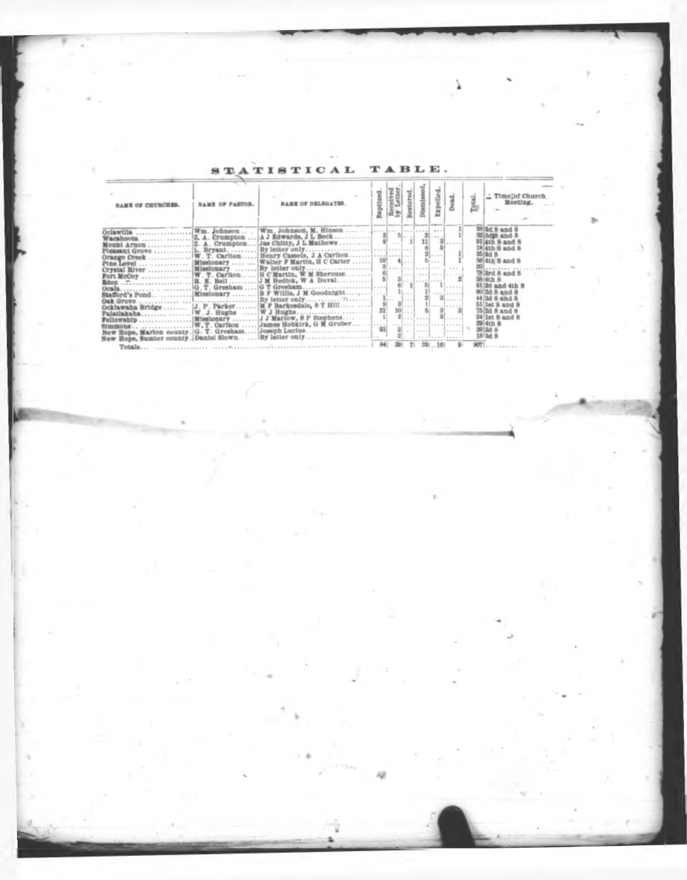# STATISTICAL TABLE.

| NAME OF CHURCHES. | NAME OF PASTOR. | NAME OF DELEGATES. | Baptized. | Received by Letter. | Restored. | Dismissed. | Expelled. | Dead. | Total. | Time of Church Meeting. |
|---|---|---|---|---|---|---|---|---|---|---|
| Oclawilla | Wm. Johnson | Wm. Johnson, M. Hinson | | | | | | 1 | 38 | 2d S and S |
| Wacahoota | Z. A. Crumpton | A J Edwards, J L Beck | 3 | 5 | | 2 | | 1 | 32 | 3d S and S |
| Mount Arnon | Z. A. Crumpton | Jas Chitty, J L Mathews | 2 | | 1 | 11 | 3 | | 91 | 4th S and S |
| Pleasant Grove | L. Bryant | By letter only | | | | 8 | 5 | | 18 | 4th S and S |
| Orange Creek | W. T. Carlton | Henry Cassels, J A Carlton | | | | 2 | | 1 | 35 | 2d S |
| Pine Level | Missionary | Walter F Martin, H C Carter | 10 | 4 | | 5 | | 1 | 56 | 4th S and S |
| Crystal River | Missionary | By letter only | 3 | | | | | | 20 | |
| Fort McCoy | W. T. Carlton | H C Martin, W M Sherouse | 6 | | | | | | 78 | 3rd S and S |
| Eden | R. E. Bell | J M Hedick, W A Duval | 5 | 3 | | | | 2 | 58 | 4th S |
| Ocala | G. T. Gresham | G T Gresham | | 6 | 1 | 5 | 1 | | 91 | 2d and 4th S |
| Stafford's Pond | Missionary | B F Willis, J M Goodnight | | 1 | | 1 | | | 80 | 2d S and S |
| Oak Grove | | By letter only | 1 | | | 2 | 3 | | 44 | 3d S and S |
| Ocklawaha Bridge | J. P. Parker | M F Barkesdale, S T Hill | 9 | 3 | | 1 | | | 51 | 1st S and S |
| Palatlakaha | W. J. Hughs | W J Hughs | 21 | 10 | | 5 | 3 | 3 | 75 | 2d S and S |
| Fellowship | Missionary | J J Marlow, S P Stephens | 1 | 2 | | | 2 | | 24 | 1st S and S |
| Simmons | W. T. Carlton | James Hobkirk, G M Gruber | | | | | | | 29 | 4th S |
| New Hope, Marion county | G. T. Gresham | Joseph Luctus | 23 | 3 | | | | | 29 | 3d S |
| New Hope, Sumter county | Daniel Slown | By letter only | | 2 | | | | | 18 | 3d S |
| Totals | | | 84 | 39 | 2 | 39 | 16 | 9 | 807 | |